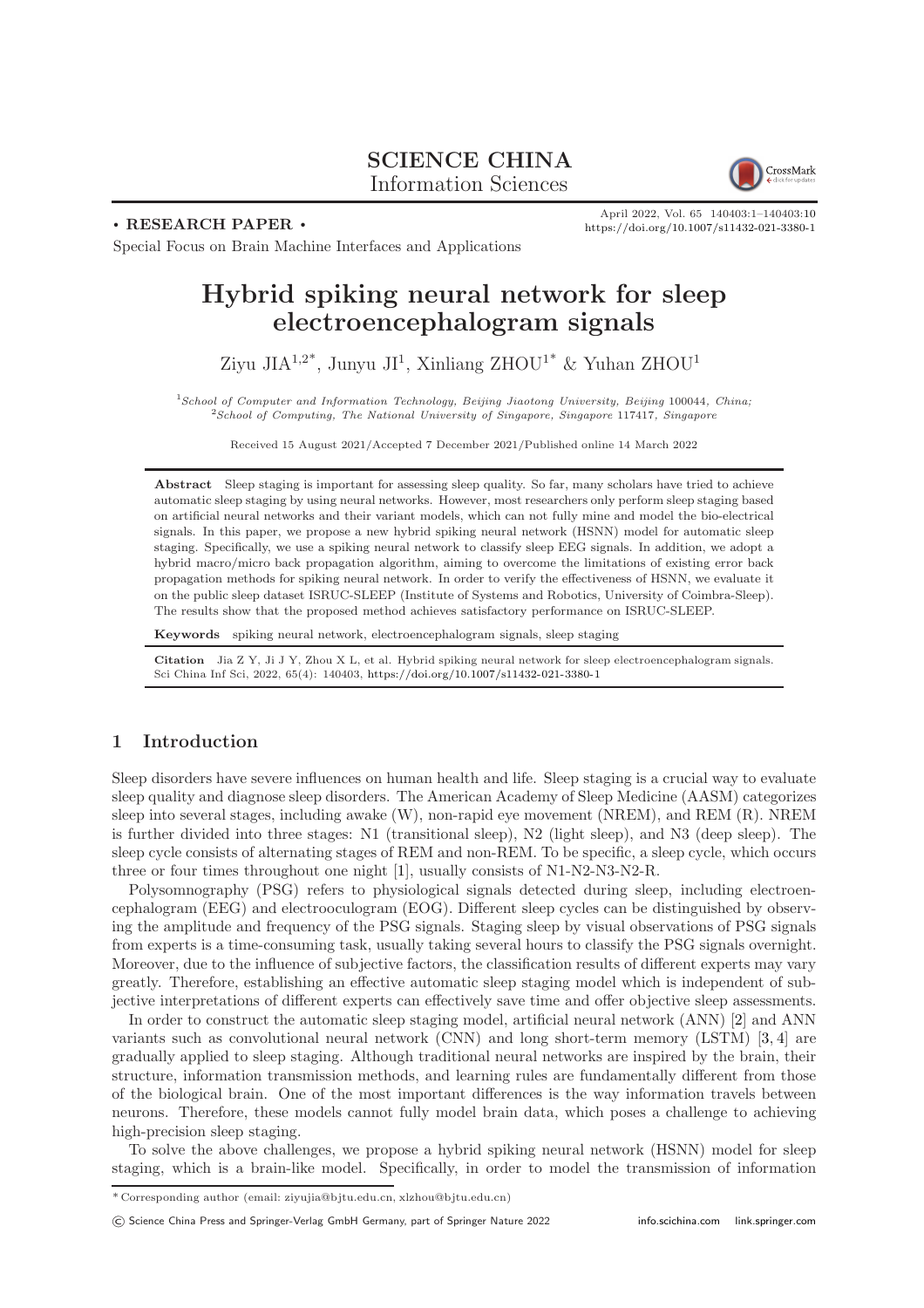**SCIENCE CHINA**
Information Sciences

• **RESEARCH PAPER** •

Special Focus on Brain Machine Interfaces and Applications

April 2022, Vol. 65 140403:1–140403:10
https://doi.org/10.1007/s11432-021-3380-1

# Hybrid spiking neural network for sleep electroencephalogram signals

Ziyu JIA[1,2*], Junyu JI[1], Xinliang ZHOU[1*] & Yuhan ZHOU[1]

[1]*School of Computer and Information Technology, Beijing Jiaotong University, Beijing* 100044*, China;*
[2]*School of Computing, The National University of Singapore, Singapore* 117417*, Singapore*

Received 15 August 2021/Accepted 7 December 2021/Published online 14 March 2022

**Abstract** Sleep staging is important for assessing sleep quality. So far, many scholars have tried to achieve automatic sleep staging by using neural networks. However, most researchers only perform sleep staging based on artificial neural networks and their variant models, which can not fully mine and model the bio-electrical signals. In this paper, we propose a new hybrid spiking neural network (HSNN) model for automatic sleep staging. Specifically, we use a spiking neural network to classify sleep EEG signals. In addition, we adopt a hybrid macro/micro back propagation algorithm, aiming to overcome the limitations of existing error back propagation methods for spiking neural network. In order to verify the effectiveness of HSNN, we evaluate it on the public sleep dataset ISRUC-SLEEP (Institute of Systems and Robotics, University of Coimbra-Sleep). The results show that the proposed method achieves satisfactory performance on ISRUC-SLEEP.

**Keywords** spiking neural network, electroencephalogram signals, sleep staging

**Citation** Jia Z Y, Ji J Y, Zhou X L, et al. Hybrid spiking neural network for sleep electroencephalogram signals. Sci China Inf Sci, 2022, 65(4): 140403, https://doi.org/10.1007/s11432-021-3380-1

## 1 Introduction

Sleep disorders have severe influences on human health and life. Sleep staging is a crucial way to evaluate sleep quality and diagnose sleep disorders. The American Academy of Sleep Medicine (AASM) categorizes sleep into several stages, including awake (W), non-rapid eye movement (NREM), and REM (R). NREM is further divided into three stages: N1 (transitional sleep), N2 (light sleep), and N3 (deep sleep). The sleep cycle consists of alternating stages of REM and non-REM. To be specific, a sleep cycle, which occurs three or four times throughout one night [1], usually consists of N1-N2-N3-N2-R.

Polysomnography (PSG) refers to physiological signals detected during sleep, including electroencephalogram (EEG) and electrooculogram (EOG). Different sleep cycles can be distinguished by observing the amplitude and frequency of the PSG signals. Staging sleep by visual observations of PSG signals from experts is a time-consuming task, usually taking several hours to classify the PSG signals overnight. Moreover, due to the influence of subjective factors, the classification results of different experts may vary greatly. Therefore, establishing an effective automatic sleep staging model which is independent of subjective interpretations of different experts can effectively save time and offer objective sleep assessments.

In order to construct the automatic sleep staging model, artificial neural network (ANN) [2] and ANN variants such as convolutional neural network (CNN) and long short-term memory (LSTM) [3, 4] are gradually applied to sleep staging. Although traditional neural networks are inspired by the brain, their structure, information transmission methods, and learning rules are fundamentally different from those of the biological brain. One of the most important differences is the way information travels between neurons. Therefore, these models cannot fully model brain data, which poses a challenge to achieving high-precision sleep staging.

To solve the above challenges, we propose a hybrid spiking neural network (HSNN) model for sleep staging, which is a brain-like model. Specifically, in order to model the transmission of information

---

* Corresponding author (email: ziyujia@bjtu.edu.cn, xlzhou@bjtu.edu.cn)

© Science China Press and Springer-Verlag GmbH Germany, part of Springer Nature 2022 info.scichina.com link.springer.com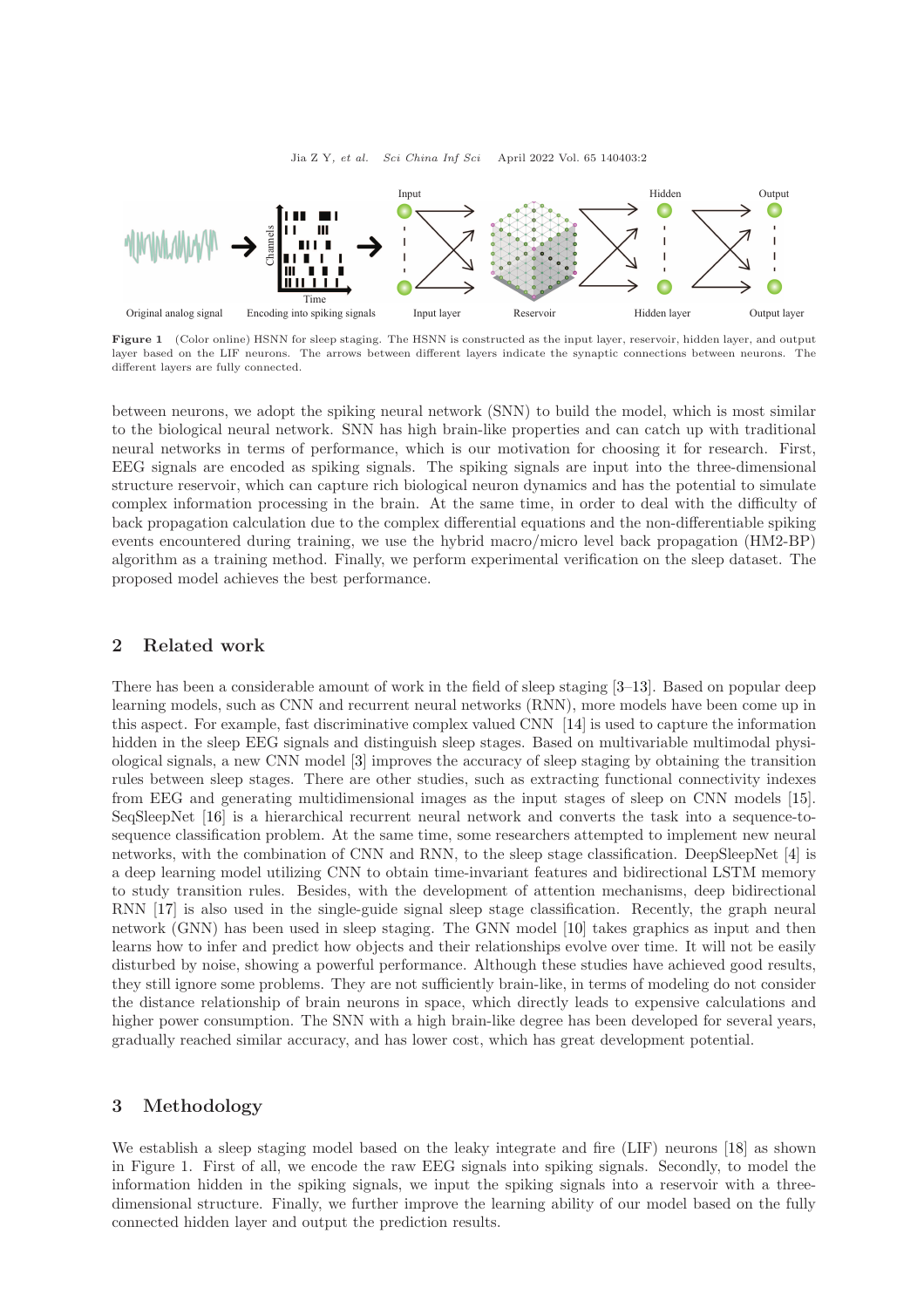Figure 1 (Color online) HSNN for sleep staging. The HSNN is constructed as the input layer, reservoir, hidden layer, and output layer based on the LIF neurons. The arrows between different layers indicate the synaptic connections between neurons. The different layers are fully connected.

between neurons, we adopt the spiking neural network (SNN) to build the model, which is most similar to the biological neural network. SNN has high brain-like properties and can catch up with traditional neural networks in terms of performance, which is our motivation for choosing it for research. First, EEG signals are encoded as spiking signals. The spiking signals are input into the three-dimensional structure reservoir, which can capture rich biological neuron dynamics and has the potential to simulate complex information processing in the brain. At the same time, in order to deal with the difficulty of back propagation calculation due to the complex differential equations and the non-differentiable spiking events encountered during training, we use the hybrid macro/micro level back propagation (HM2-BP) algorithm as a training method. Finally, we perform experimental verification on the sleep dataset. The proposed model achieves the best performance.

## 2 Related work

There has been a considerable amount of work in the field of sleep staging [3–13]. Based on popular deep learning models, such as CNN and recurrent neural networks (RNN), more models have been come up in this aspect. For example, fast discriminative complex valued CNN [14] is used to capture the information hidden in the sleep EEG signals and distinguish sleep stages. Based on multivariable multimodal physiological signals, a new CNN model [3] improves the accuracy of sleep staging by obtaining the transition rules between sleep stages. There are other studies, such as extracting functional connectivity indexes from EEG and generating multidimensional images as the input stages of sleep on CNN models [15]. SeqSleepNet [16] is a hierarchical recurrent neural network and converts the task into a sequence-to-sequence classification problem. At the same time, some researchers attempted to implement new neural networks, with the combination of CNN and RNN, to the sleep stage classification. DeepSleepNet [4] is a deep learning model utilizing CNN to obtain time-invariant features and bidirectional LSTM memory to study transition rules. Besides, with the development of attention mechanisms, deep bidirectional RNN [17] is also used in the single-guide signal sleep stage classification. Recently, the graph neural network (GNN) has been used in sleep staging. The GNN model [10] takes graphics as input and then learns how to infer and predict how objects and their relationships evolve over time. It will not be easily disturbed by noise, showing a powerful performance. Although these studies have achieved good results, they still ignore some problems. They are not sufficiently brain-like, in terms of modeling do not consider the distance relationship of brain neurons in space, which directly leads to expensive calculations and higher power consumption. The SNN with a high brain-like degree has been developed for several years, gradually reached similar accuracy, and has lower cost, which has great development potential.

## 3 Methodology

We establish a sleep staging model based on the leaky integrate and fire (LIF) neurons [18] as shown in Figure 1. First of all, we encode the raw EEG signals into spiking signals. Secondly, to model the information hidden in the spiking signals, we input the spiking signals into a reservoir with a three-dimensional structure. Finally, we further improve the learning ability of our model based on the fully connected hidden layer and output the prediction results.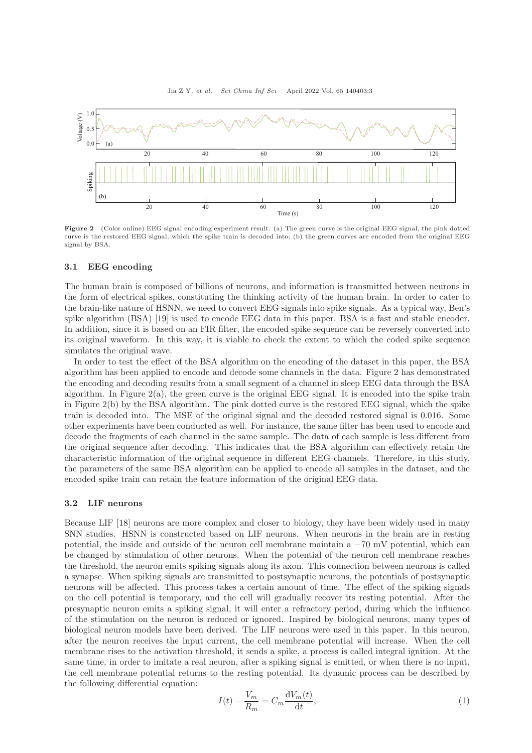Figure 2 (Color online) EEG signal encoding experiment result. (a) The green curve is the original EEG signal, the pink dotted curve is the restored EEG signal, which the spike train is decoded into; (b) the green curves are encoded from the original EEG signal by BSA.

### 3.1 EEG encoding

The human brain is composed of billions of neurons, and information is transmitted between neurons in the form of electrical spikes, constituting the thinking activity of the human brain. In order to cater to the brain-like nature of HSNN, we need to convert EEG signals into spike signals. As a typical way, Ben's spike algorithm (BSA) [19] is used to encode EEG data in this paper. BSA is a fast and stable encoder. In addition, since it is based on an FIR filter, the encoded spike sequence can be reversely converted into its original waveform. In this way, it is viable to check the extent to which the coded spike sequence simulates the original wave.

In order to test the effect of the BSA algorithm on the encoding of the dataset in this paper, the BSA algorithm has been applied to encode and decode some channels in the data. Figure 2 has demonstrated the encoding and decoding results from a small segment of a channel in sleep EEG data through the BSA algorithm. In Figure 2(a), the green curve is the original EEG signal. It is encoded into the spike train in Figure 2(b) by the BSA algorithm. The pink dotted curve is the restored EEG signal, which the spike train is decoded into. The MSE of the original signal and the decoded restored signal is 0.016. Some other experiments have been conducted as well. For instance, the same filter has been used to encode and decode the fragments of each channel in the same sample. The data of each sample is less different from the original sequence after decoding. This indicates that the BSA algorithm can effectively retain the characteristic information of the original sequence in different EEG channels. Therefore, in this study, the parameters of the same BSA algorithm can be applied to encode all samples in the dataset, and the encoded spike train can retain the feature information of the original EEG data.

### 3.2 LIF neurons

Because LIF [18] neurons are more complex and closer to biology, they have been widely used in many SNN studies. HSNN is constructed based on LIF neurons. When neurons in the brain are in resting potential, the inside and outside of the neuron cell membrane maintain a $-70$ mV potential, which can be changed by stimulation of other neurons. When the potential of the neuron cell membrane reaches the threshold, the neuron emits spiking signals along its axon. This connection between neurons is called a synapse. When spiking signals are transmitted to postsynaptic neurons, the potentials of postsynaptic neurons will be affected. This process takes a certain amount of time. The effect of the spiking signals on the cell potential is temporary, and the cell will gradually recover its resting potential. After the presynaptic neuron emits a spiking signal, it will enter a refractory period, during which the influence of the stimulation on the neuron is reduced or ignored. Inspired by biological neurons, many types of biological neuron models have been derived. The LIF neurons were used in this paper. In this neuron, after the neuron receives the input current, the cell membrane potential will increase. When the cell membrane rises to the activation threshold, it sends a spike, a process is called integral ignition. At the same time, in order to imitate a real neuron, after a spiking signal is emitted, or when there is no input, the cell membrane potential returns to the resting potential. Its dynamic process can be described by the following differential equation:

$$I(t) - \frac{V_m}{R_m} = C_m \frac{\mathrm{d}V_m(t)}{\mathrm{d}t}, \tag{1}$$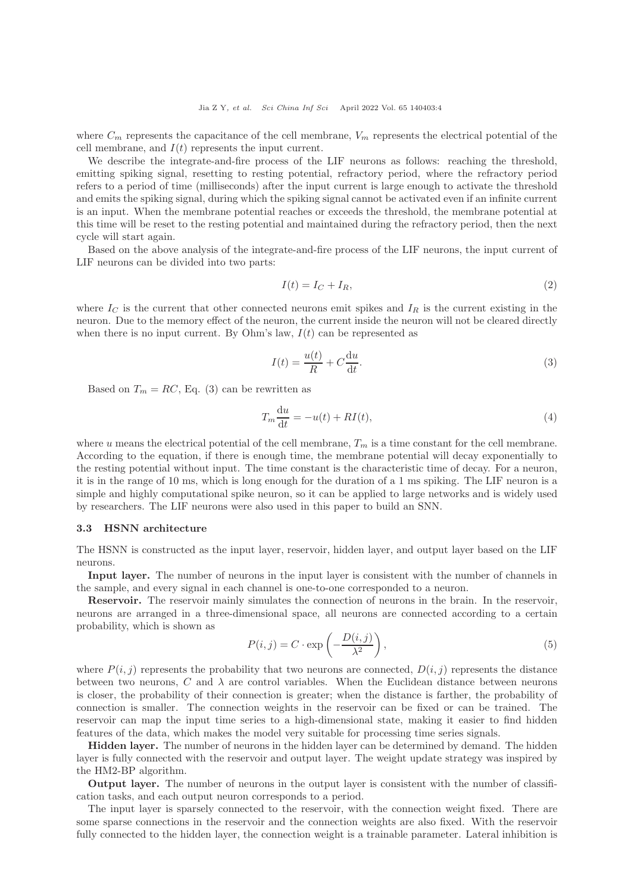where $C_m$ represents the capacitance of the cell membrane, $V_m$ represents the electrical potential of the cell membrane, and $I(t)$ represents the input current.

We describe the integrate-and-fire process of the LIF neurons as follows: reaching the threshold, emitting spiking signal, resetting to resting potential, refractory period, where the refractory period refers to a period of time (milliseconds) after the input current is large enough to activate the threshold and emits the spiking signal, during which the spiking signal cannot be activated even if an infinite current is an input. When the membrane potential reaches or exceeds the threshold, the membrane potential at this time will be reset to the resting potential and maintained during the refractory period, then the next cycle will start again.

Based on the above analysis of the integrate-and-fire process of the LIF neurons, the input current of LIF neurons can be divided into two parts:

$$I(t) = I_C + I_R, \tag{2}$$

where $I_C$ is the current that other connected neurons emit spikes and $I_R$ is the current existing in the neuron. Due to the memory effect of the neuron, the current inside the neuron will not be cleared directly when there is no input current. By Ohm's law, $I(t)$ can be represented as

$$I(t) = \frac{u(t)}{R} + C\frac{\mathrm{d}u}{\mathrm{d}t}. \tag{3}$$

Based on $T_m = RC$, Eq. (3) can be rewritten as

$$T_m\frac{\mathrm{d}u}{\mathrm{d}t} = -u(t) + RI(t), \tag{4}$$

where $u$ means the electrical potential of the cell membrane, $T_m$ is a time constant for the cell membrane. According to the equation, if there is enough time, the membrane potential will decay exponentially to the resting potential without input. The time constant is the characteristic time of decay. For a neuron, it is in the range of 10 ms, which is long enough for the duration of a 1 ms spiking. The LIF neuron is a simple and highly computational spike neuron, so it can be applied to large networks and is widely used by researchers. The LIF neurons were also used in this paper to build an SNN.

### 3.3 HSNN architecture

The HSNN is constructed as the input layer, reservoir, hidden layer, and output layer based on the LIF neurons.

**Input layer.** The number of neurons in the input layer is consistent with the number of channels in the sample, and every signal in each channel is one-to-one corresponded to a neuron.

**Reservoir.** The reservoir mainly simulates the connection of neurons in the brain. In the reservoir, neurons are arranged in a three-dimensional space, all neurons are connected according to a certain probability, which is shown as

$$P(i,j) = C \cdot \exp\left(-\frac{D(i,j)}{\lambda^2}\right), \tag{5}$$

where $P(i,j)$ represents the probability that two neurons are connected, $D(i,j)$ represents the distance between two neurons, $C$ and $\lambda$ are control variables. When the Euclidean distance between neurons is closer, the probability of their connection is greater; when the distance is farther, the probability of connection is smaller. The connection weights in the reservoir can be fixed or can be trained. The reservoir can map the input time series to a high-dimensional state, making it easier to find hidden features of the data, which makes the model very suitable for processing time series signals.

**Hidden layer.** The number of neurons in the hidden layer can be determined by demand. The hidden layer is fully connected with the reservoir and output layer. The weight update strategy was inspired by the HM2-BP algorithm.

**Output layer.** The number of neurons in the output layer is consistent with the number of classification tasks, and each output neuron corresponds to a period.

The input layer is sparsely connected to the reservoir, with the connection weight fixed. There are some sparse connections in the reservoir and the connection weights are also fixed. With the reservoir fully connected to the hidden layer, the connection weight is a trainable parameter. Lateral inhibition is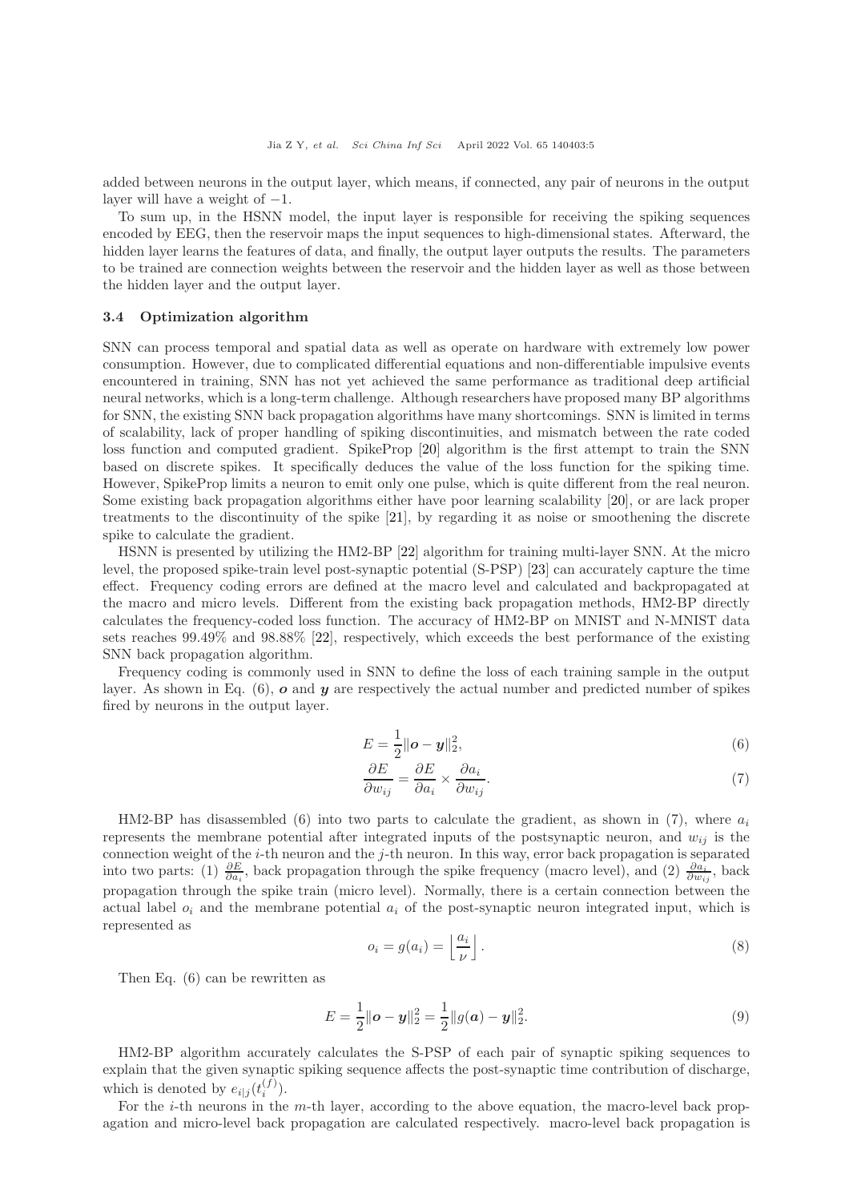added between neurons in the output layer, which means, if connected, any pair of neurons in the output layer will have a weight of −1.

To sum up, in the HSNN model, the input layer is responsible for receiving the spiking sequences encoded by EEG, then the reservoir maps the input sequences to high-dimensional states. Afterward, the hidden layer learns the features of data, and finally, the output layer outputs the results. The parameters to be trained are connection weights between the reservoir and the hidden layer as well as those between the hidden layer and the output layer.

### 3.4 Optimization algorithm

SNN can process temporal and spatial data as well as operate on hardware with extremely low power consumption. However, due to complicated differential equations and non-differentiable impulsive events encountered in training, SNN has not yet achieved the same performance as traditional deep artificial neural networks, which is a long-term challenge. Although researchers have proposed many BP algorithms for SNN, the existing SNN back propagation algorithms have many shortcomings. SNN is limited in terms of scalability, lack of proper handling of spiking discontinuities, and mismatch between the rate coded loss function and computed gradient. SpikeProp [20] algorithm is the first attempt to train the SNN based on discrete spikes. It specifically deduces the value of the loss function for the spiking time. However, SpikeProp limits a neuron to emit only one pulse, which is quite different from the real neuron. Some existing back propagation algorithms either have poor learning scalability [20], or are lack proper treatments to the discontinuity of the spike [21], by regarding it as noise or smoothening the discrete spike to calculate the gradient.

HSNN is presented by utilizing the HM2-BP [22] algorithm for training multi-layer SNN. At the micro level, the proposed spike-train level post-synaptic potential (S-PSP) [23] can accurately capture the time effect. Frequency coding errors are defined at the macro level and calculated and backpropagated at the macro and micro levels. Different from the existing back propagation methods, HM2-BP directly calculates the frequency-coded loss function. The accuracy of HM2-BP on MNIST and N-MNIST data sets reaches 99.49% and 98.88% [22], respectively, which exceeds the best performance of the existing SNN back propagation algorithm.

Frequency coding is commonly used in SNN to define the loss of each training sample in the output layer. As shown in Eq. (6), $\boldsymbol{o}$ and $\boldsymbol{y}$ are respectively the actual number and predicted number of spikes fired by neurons in the output layer.

$$E = \frac{1}{2}\|\boldsymbol{o} - \boldsymbol{y}\|_2^2, \tag{6}$$

$$\frac{\partial E}{\partial w_{ij}} = \frac{\partial E}{\partial a_i} \times \frac{\partial a_i}{\partial w_{ij}}. \tag{7}$$

HM2-BP has disassembled (6) into two parts to calculate the gradient, as shown in (7), where $a_i$ represents the membrane potential after integrated inputs of the postsynaptic neuron, and $w_{ij}$ is the connection weight of the $i$-th neuron and the $j$-th neuron. In this way, error back propagation is separated into two parts: (1) $\frac{\partial E}{\partial a_i}$, back propagation through the spike frequency (macro level), and (2) $\frac{\partial a_i}{\partial w_{ij}}$, back propagation through the spike train (micro level). Normally, there is a certain connection between the actual label $o_i$ and the membrane potential $a_i$ of the post-synaptic neuron integrated input, which is represented as

$$o_i = g(a_i) = \left\lfloor \frac{a_i}{\nu} \right\rfloor. \tag{8}$$

Then Eq. (6) can be rewritten as

$$E = \frac{1}{2}\|\boldsymbol{o} - \boldsymbol{y}\|_2^2 = \frac{1}{2}\|g(\boldsymbol{a}) - \boldsymbol{y}\|_2^2. \tag{9}$$

HM2-BP algorithm accurately calculates the S-PSP of each pair of synaptic spiking sequences to explain that the given synaptic spiking sequence affects the post-synaptic time contribution of discharge, which is denoted by $e_{i|j}(t_i^{(f)})$.

For the $i$-th neurons in the $m$-th layer, according to the above equation, the macro-level back propagation and micro-level back propagation are calculated respectively. macro-level back propagation is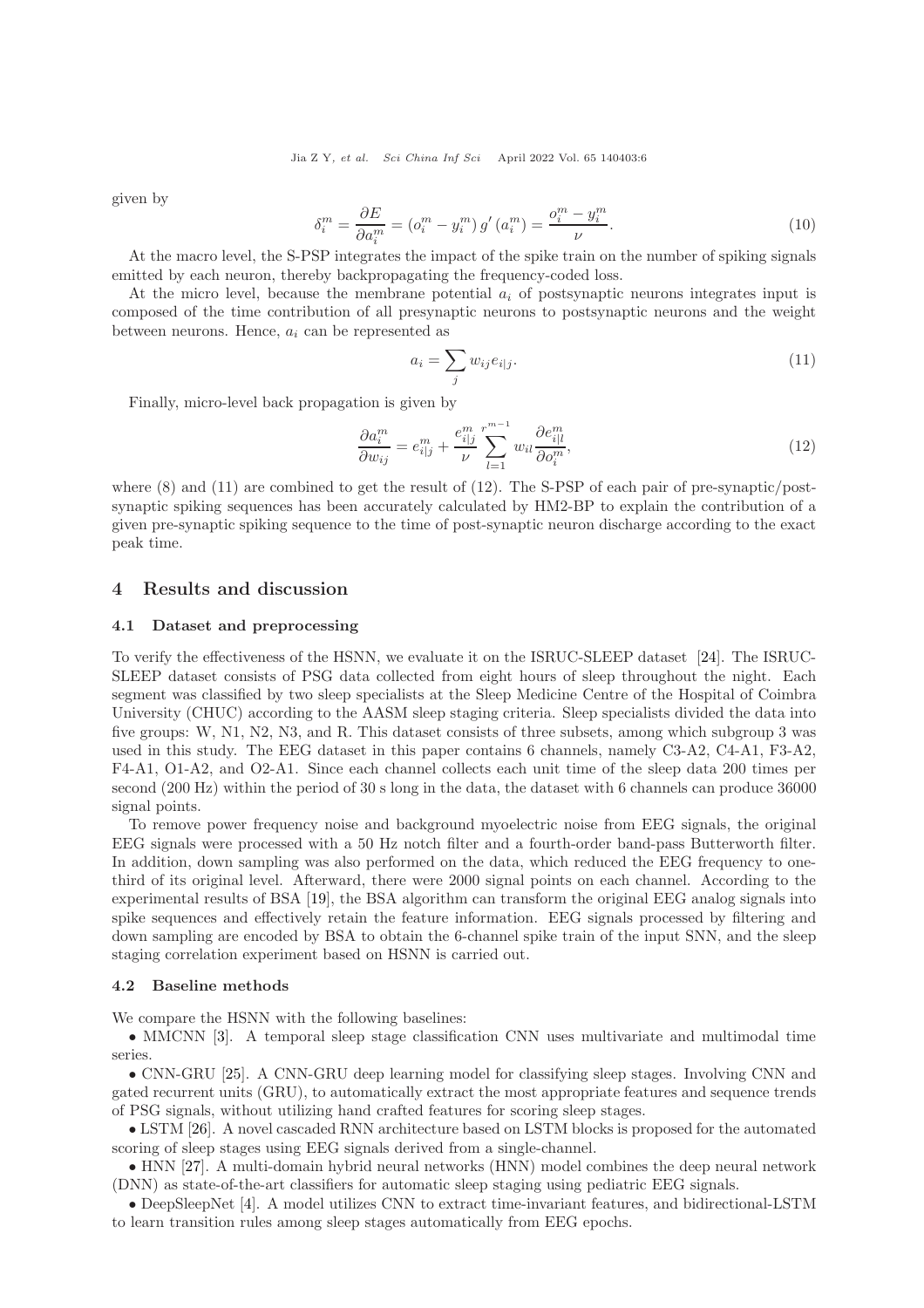given by

$$\delta_i^m = \frac{\partial E}{\partial a_i^m} = \left(o_i^m - y_i^m\right) g'\left(a_i^m\right) = \frac{o_i^m - y_i^m}{\nu}. \tag{10}$$

At the macro level, the S-PSP integrates the impact of the spike train on the number of spiking signals emitted by each neuron, thereby backpropagating the frequency-coded loss.

At the micro level, because the membrane potential $a_i$ of postsynaptic neurons integrates input is composed of the time contribution of all presynaptic neurons to postsynaptic neurons and the weight between neurons. Hence, $a_i$ can be represented as

$$a_i = \sum_j w_{ij} e_{i|j}. \tag{11}$$

Finally, micro-level back propagation is given by

$$\frac{\partial a_i^m}{\partial w_{ij}} = e_{i|j}^m + \frac{e_{i|j}^m}{\nu} \sum_{l=1}^{r^{m-1}} w_{il} \frac{\partial e_{i|l}^m}{\partial o_i^m}, \tag{12}$$

where (8) and (11) are combined to get the result of (12). The S-PSP of each pair of pre-synaptic/post-synaptic spiking sequences has been accurately calculated by HM2-BP to explain the contribution of a given pre-synaptic spiking sequence to the time of post-synaptic neuron discharge according to the exact peak time.

## 4 Results and discussion

### 4.1 Dataset and preprocessing

To verify the effectiveness of the HSNN, we evaluate it on the ISRUC-SLEEP dataset [24]. The ISRUC-SLEEP dataset consists of PSG data collected from eight hours of sleep throughout the night. Each segment was classified by two sleep specialists at the Sleep Medicine Centre of the Hospital of Coimbra University (CHUC) according to the AASM sleep staging criteria. Sleep specialists divided the data into five groups: W, N1, N2, N3, and R. This dataset consists of three subsets, among which subgroup 3 was used in this study. The EEG dataset in this paper contains 6 channels, namely C3-A2, C4-A1, F3-A2, F4-A1, O1-A2, and O2-A1. Since each channel collects each unit time of the sleep data 200 times per second (200 Hz) within the period of 30 s long in the data, the dataset with 6 channels can produce 36000 signal points.

To remove power frequency noise and background myoelectric noise from EEG signals, the original EEG signals were processed with a 50 Hz notch filter and a fourth-order band-pass Butterworth filter. In addition, down sampling was also performed on the data, which reduced the EEG frequency to one-third of its original level. Afterward, there were 2000 signal points on each channel. According to the experimental results of BSA [19], the BSA algorithm can transform the original EEG analog signals into spike sequences and effectively retain the feature information. EEG signals processed by filtering and down sampling are encoded by BSA to obtain the 6-channel spike train of the input SNN, and the sleep staging correlation experiment based on HSNN is carried out.

### 4.2 Baseline methods

We compare the HSNN with the following baselines:

- MMCNN [3]. A temporal sleep stage classification CNN uses multivariate and multimodal time series.
- CNN-GRU [25]. A CNN-GRU deep learning model for classifying sleep stages. Involving CNN and gated recurrent units (GRU), to automatically extract the most appropriate features and sequence trends of PSG signals, without utilizing hand crafted features for scoring sleep stages.
- LSTM [26]. A novel cascaded RNN architecture based on LSTM blocks is proposed for the automated scoring of sleep stages using EEG signals derived from a single-channel.
- HNN [27]. A multi-domain hybrid neural networks (HNN) model combines the deep neural network (DNN) as state-of-the-art classifiers for automatic sleep staging using pediatric EEG signals.
- DeepSleepNet [4]. A model utilizes CNN to extract time-invariant features, and bidirectional-LSTM to learn transition rules among sleep stages automatically from EEG epochs.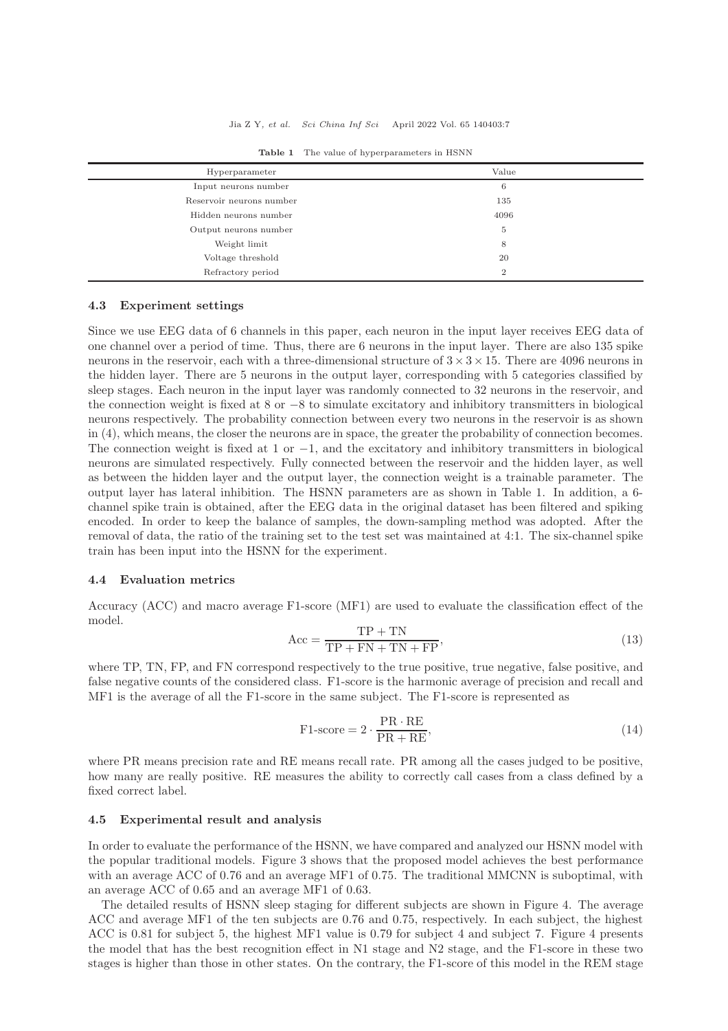**Table 1** The value of hyperparameters in HSNN

| Hyperparameter | Value |
|---|---|
| Input neurons number | 6 |
| Reservoir neurons number | 135 |
| Hidden neurons number | 4096 |
| Output neurons number | 5 |
| Weight limit | 8 |
| Voltage threshold | 20 |
| Refractory period | 2 |

### 4.3 Experiment settings

Since we use EEG data of 6 channels in this paper, each neuron in the input layer receives EEG data of one channel over a period of time. Thus, there are 6 neurons in the input layer. There are also 135 spike neurons in the reservoir, each with a three-dimensional structure of $3 \times 3 \times 15$. There are 4096 neurons in the hidden layer. There are 5 neurons in the output layer, corresponding with 5 categories classified by sleep stages. Each neuron in the input layer was randomly connected to 32 neurons in the reservoir, and the connection weight is fixed at 8 or $-8$ to simulate excitatory and inhibitory transmitters in biological neurons respectively. The probability connection between every two neurons in the reservoir is as shown in (4), which means, the closer the neurons are in space, the greater the probability of connection becomes. The connection weight is fixed at 1 or $-1$, and the excitatory and inhibitory transmitters in biological neurons are simulated respectively. Fully connected between the reservoir and the hidden layer, as well as between the hidden layer and the output layer, the connection weight is a trainable parameter. The output layer has lateral inhibition. The HSNN parameters are as shown in Table 1. In addition, a 6-channel spike train is obtained, after the EEG data in the original dataset has been filtered and spiking encoded. In order to keep the balance of samples, the down-sampling method was adopted. After the removal of data, the ratio of the training set to the test set was maintained at 4:1. The six-channel spike train has been input into the HSNN for the experiment.

### 4.4 Evaluation metrics

Accuracy (ACC) and macro average F1-score (MF1) are used to evaluate the classification effect of the model.

$$\mathrm{Acc} = \frac{\mathrm{TP} + \mathrm{TN}}{\mathrm{TP} + \mathrm{FN} + \mathrm{TN} + \mathrm{FP}}, \tag{13}$$

where TP, TN, FP, and FN correspond respectively to the true positive, true negative, false positive, and false negative counts of the considered class. F1-score is the harmonic average of precision and recall and MF1 is the average of all the F1-score in the same subject. The F1-score is represented as

$$\text{F1-score} = 2 \cdot \frac{\mathrm{PR} \cdot \mathrm{RE}}{\mathrm{PR} + \mathrm{RE}}, \tag{14}$$

where PR means precision rate and RE means recall rate. PR among all the cases judged to be positive, how many are really positive. RE measures the ability to correctly call cases from a class defined by a fixed correct label.

### 4.5 Experimental result and analysis

In order to evaluate the performance of the HSNN, we have compared and analyzed our HSNN model with the popular traditional models. Figure 3 shows that the proposed model achieves the best performance with an average ACC of 0.76 and an average MF1 of 0.75. The traditional MMCNN is suboptimal, with an average ACC of 0.65 and an average MF1 of 0.63.

The detailed results of HSNN sleep staging for different subjects are shown in Figure 4. The average ACC and average MF1 of the ten subjects are 0.76 and 0.75, respectively. In each subject, the highest ACC is 0.81 for subject 5, the highest MF1 value is 0.79 for subject 4 and subject 7. Figure 4 presents the model that has the best recognition effect in N1 stage and N2 stage, and the F1-score in these two stages is higher than those in other states. On the contrary, the F1-score of this model in the REM stage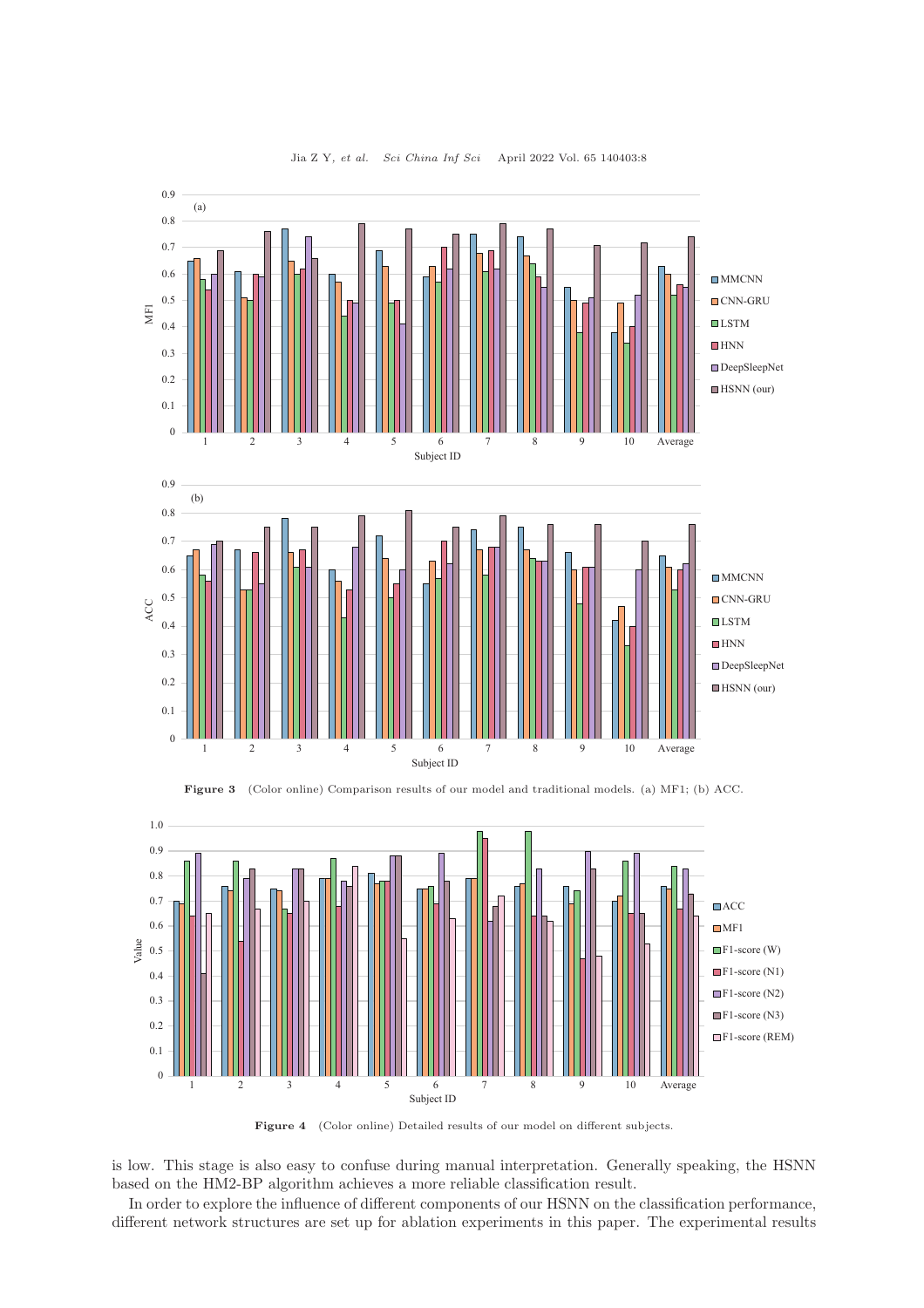Figure 3 (Color online) Comparison results of our model and traditional models. (a) MF1; (b) ACC.

Figure 4 (Color online) Detailed results of our model on different subjects.

is low. This stage is also easy to confuse during manual interpretation. Generally speaking, the HSNN based on the HM2-BP algorithm achieves a more reliable classification result.

In order to explore the influence of different components of our HSNN on the classification performance, different network structures are set up for ablation experiments in this paper. The experimental results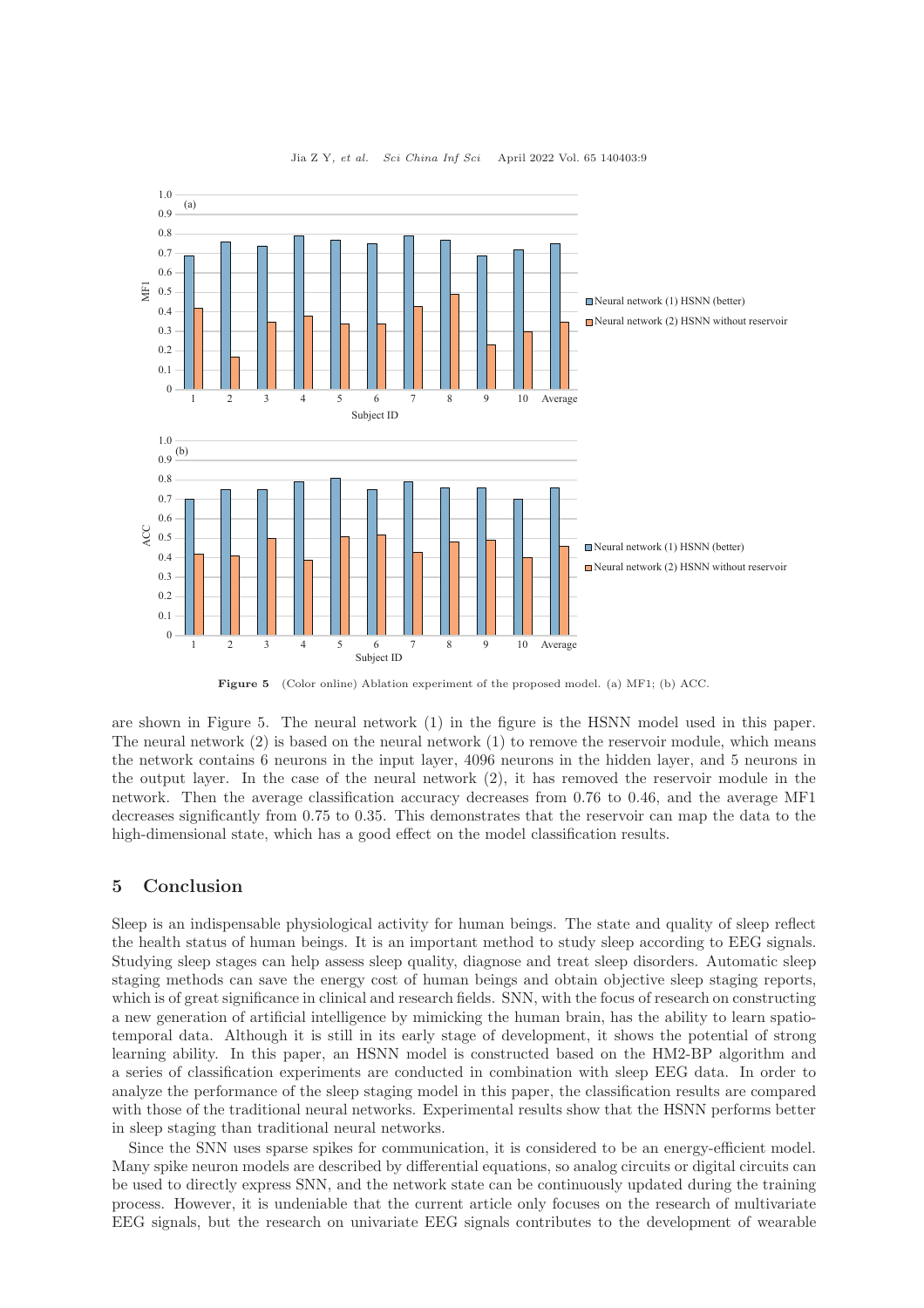Figure 5 (Color online) Ablation experiment of the proposed model. (a) MF1; (b) ACC.

are shown in Figure 5. The neural network (1) in the figure is the HSNN model used in this paper. The neural network (2) is based on the neural network (1) to remove the reservoir module, which means the network contains 6 neurons in the input layer, 4096 neurons in the hidden layer, and 5 neurons in the output layer. In the case of the neural network (2), it has removed the reservoir module in the network. Then the average classification accuracy decreases from 0.76 to 0.46, and the average MF1 decreases significantly from 0.75 to 0.35. This demonstrates that the reservoir can map the data to the high-dimensional state, which has a good effect on the model classification results.

## 5 Conclusion

Sleep is an indispensable physiological activity for human beings. The state and quality of sleep reflect the health status of human beings. It is an important method to study sleep according to EEG signals. Studying sleep stages can help assess sleep quality, diagnose and treat sleep disorders. Automatic sleep staging methods can save the energy cost of human beings and obtain objective sleep staging reports, which is of great significance in clinical and research fields. SNN, with the focus of research on constructing a new generation of artificial intelligence by mimicking the human brain, has the ability to learn spatio-temporal data. Although it is still in its early stage of development, it shows the potential of strong learning ability. In this paper, an HSNN model is constructed based on the HM2-BP algorithm and a series of classification experiments are conducted in combination with sleep EEG data. In order to analyze the performance of the sleep staging model in this paper, the classification results are compared with those of the traditional neural networks. Experimental results show that the HSNN performs better in sleep staging than traditional neural networks.

Since the SNN uses sparse spikes for communication, it is considered to be an energy-efficient model. Many spike neuron models are described by differential equations, so analog circuits or digital circuits can be used to directly express SNN, and the network state can be continuously updated during the training process. However, it is undeniable that the current article only focuses on the research of multivariate EEG signals, but the research on univariate EEG signals contributes to the development of wearable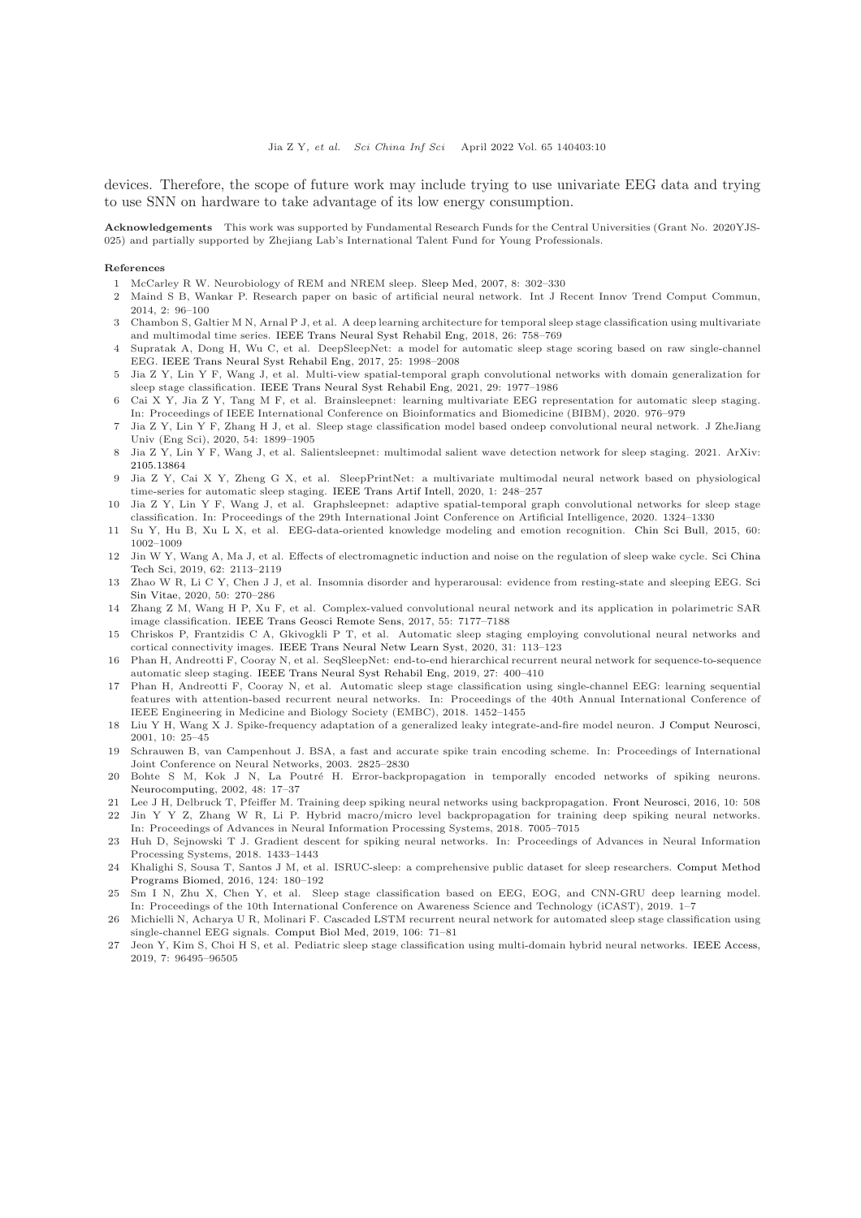devices. Therefore, the scope of future work may include trying to use univariate EEG data and trying to use SNN on hardware to take advantage of its low energy consumption.

**Acknowledgements** This work was supported by Fundamental Research Funds for the Central Universities (Grant No. 2020YJS-025) and partially supported by Zhejiang Lab's International Talent Fund for Young Professionals.

**References**

1. McCarley R W. Neurobiology of REM and NREM sleep. Sleep Med, 2007, 8: 302–330
2. Maind S B, Wankar P. Research paper on basic of artificial neural network. Int J Recent Innov Trend Comput Commun, 2014, 2: 96–100
3. Chambon S, Galtier M N, Arnal P J, et al. A deep learning architecture for temporal sleep stage classification using multivariate and multimodal time series. IEEE Trans Neural Syst Rehabil Eng, 2018, 26: 758–769
4. Supratak A, Dong H, Wu C, et al. DeepSleepNet: a model for automatic sleep stage scoring based on raw single-channel EEG. IEEE Trans Neural Syst Rehabil Eng, 2017, 25: 1998–2008
5. Jia Z Y, Lin Y F, Wang J, et al. Multi-view spatial-temporal graph convolutional networks with domain generalization for sleep stage classification. IEEE Trans Neural Syst Rehabil Eng, 2021, 29: 1977–1986
6. Cai X Y, Jia Z Y, Tang M F, et al. Brainsleepnet: learning multivariate EEG representation for automatic sleep staging. In: Proceedings of IEEE International Conference on Bioinformatics and Biomedicine (BIBM), 2020. 976–979
7. Jia Z Y, Lin Y F, Zhang H J, et al. Sleep stage classification model based ondeep convolutional neural network. J ZheJiang Univ (Eng Sci), 2020, 54: 1899–1905
8. Jia Z Y, Lin Y F, Wang J, et al. Salientsleepnet: multimodal salient wave detection network for sleep staging. 2021. ArXiv: 2105.13864
9. Jia Z Y, Cai X Y, Zheng G X, et al. SleepPrintNet: a multivariate multimodal neural network based on physiological time-series for automatic sleep staging. IEEE Trans Artif Intell, 2020, 1: 248–257
10. Jia Z Y, Lin Y F, Wang J, et al. Graphsleepnet: adaptive spatial-temporal graph convolutional networks for sleep stage classification. In: Proceedings of the 29th International Joint Conference on Artificial Intelligence, 2020. 1324–1330
11. Su Y, Hu B, Xu L X, et al. EEG-data-oriented knowledge modeling and emotion recognition. Chin Sci Bull, 2015, 60: 1002–1009
12. Jin W Y, Wang A, Ma J, et al. Effects of electromagnetic induction and noise on the regulation of sleep wake cycle. Sci China Tech Sci, 2019, 62: 2113–2119
13. Zhao W R, Li C Y, Chen J J, et al. Insomnia disorder and hyperarousal: evidence from resting-state and sleeping EEG. Sci Sin Vitae, 2020, 50: 270–286
14. Zhang Z M, Wang H P, Xu F, et al. Complex-valued convolutional neural network and its application in polarimetric SAR image classification. IEEE Trans Geosci Remote Sens, 2017, 55: 7177–7188
15. Chriskos P, Frantzidis C A, Gkivogkli P T, et al. Automatic sleep staging employing convolutional neural networks and cortical connectivity images. IEEE Trans Neural Netw Learn Syst, 2020, 31: 113–123
16. Phan H, Andreotti F, Cooray N, et al. SeqSleepNet: end-to-end hierarchical recurrent neural network for sequence-to-sequence automatic sleep staging. IEEE Trans Neural Syst Rehabil Eng, 2019, 27: 400–410
17. Phan H, Andreotti F, Cooray N, et al. Automatic sleep stage classification using single-channel EEG: learning sequential features with attention-based recurrent neural networks. In: Proceedings of the 40th Annual International Conference of IEEE Engineering in Medicine and Biology Society (EMBC), 2018. 1452–1455
18. Liu Y H, Wang X J. Spike-frequency adaptation of a generalized leaky integrate-and-fire model neuron. J Comput Neurosci, 2001, 10: 25–45
19. Schrauwen B, van Campenhout J. BSA, a fast and accurate spike train encoding scheme. In: Proceedings of International Joint Conference on Neural Networks, 2003. 2825–2830
20. Bohte S M, Kok J N, La Poutré H. Error-backpropagation in temporally encoded networks of spiking neurons. Neurocomputing, 2002, 48: 17–37
21. Lee J H, Delbruck T, Pfeiffer M. Training deep spiking neural networks using backpropagation. Front Neurosci, 2016, 10: 508
22. Jin Y Y Z, Zhang W R, Li P. Hybrid macro/micro level backpropagation for training deep spiking neural networks. In: Proceedings of Advances in Neural Information Processing Systems, 2018. 7005–7015
23. Huh D, Sejnowski T J. Gradient descent for spiking neural networks. In: Proceedings of Advances in Neural Information Processing Systems, 2018. 1433–1443
24. Khalighi S, Sousa T, Santos J M, et al. ISRUC-sleep: a comprehensive public dataset for sleep researchers. Comput Method Programs Biomed, 2016, 124: 180–192
25. Sm I N, Zhu X, Chen Y, et al. Sleep stage classification based on EEG, EOG, and CNN-GRU deep learning model. In: Proceedings of the 10th International Conference on Awareness Science and Technology (iCAST), 2019. 1–7
26. Michielli N, Acharya U R, Molinari F. Cascaded LSTM recurrent neural network for automated sleep stage classification using single-channel EEG signals. Comput Biol Med, 2019, 106: 71–81
27. Jeon Y, Kim S, Choi H S, et al. Pediatric sleep stage classification using multi-domain hybrid neural networks. IEEE Access, 2019, 7: 96495–96505